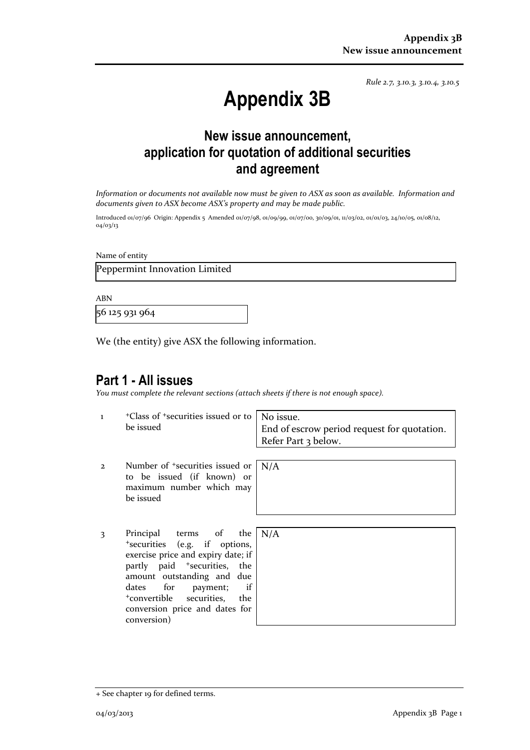*Rule 2.7, 3.10.3, 3.10.4, 3.10.5*

# Appendix 3B

## New issue announcement, application for quotation of additional securities and agreement

*Information or documents not available now must be given to ASX as soon as available. Information and documents given to ASX become ASX's property and may be made public.*

Introduced 01/07/96 Origin: Appendix 5 Amended 01/07/98, 01/09/99, 01/07/00, 30/09/01, 11/03/02, 01/01/03, 24/10/05, 01/08/12, 04/03/13

Name of entity

Peppermint Innovation Limited

ABN

56 125 931 964

We (the entity) give ASX the following information.

## Part 1 - All issues

*You must complete the relevant sections (attach sheets if there is not enough space).*

| | | |
|---|---|---|
| 1 | +Class of +securities issued or to be issued | No issue.<br>End of escrow period request for quotation.<br>Refer Part 3 below. |
| 2 | Number of +securities issued or to be issued (if known) or maximum number which may be issued | N/A |
| 3 | Principal terms of the +securities (e.g. if options, exercise price and expiry date; if partly paid +securities, the amount outstanding and due dates for payment; if +convertible securities, the conversion price and dates for conversion) | N/A |

+ See chapter 19 for defined terms.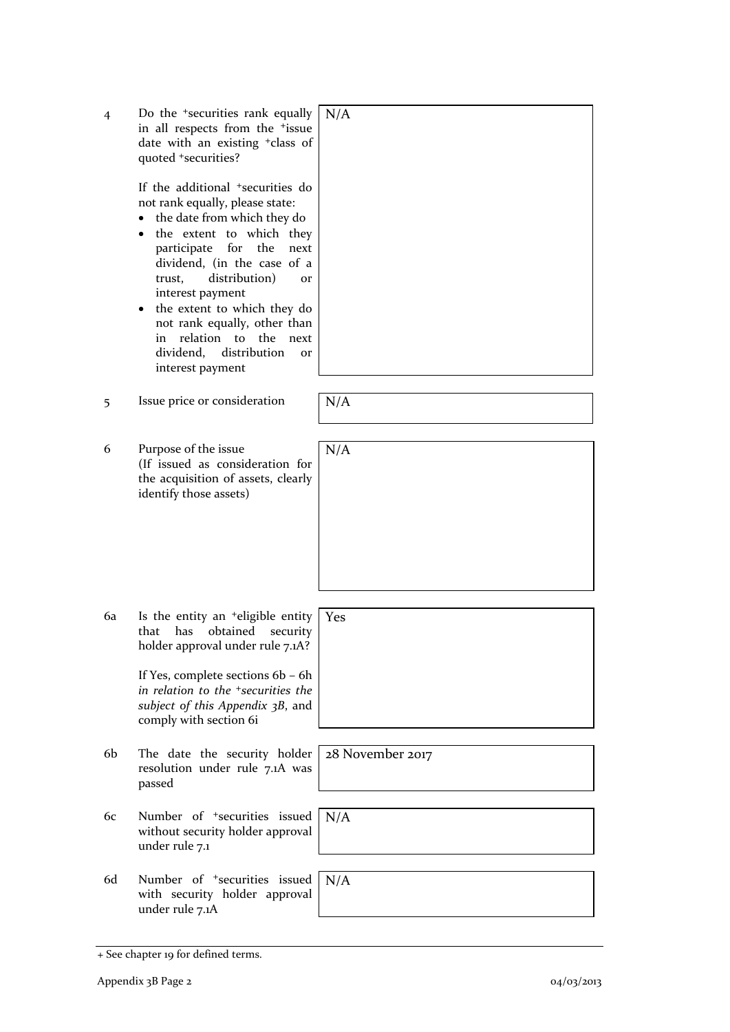| | | |
|---|---|---|
| 4 | Do the +securities rank equally in all respects from the +issue date with an existing +class of quoted +securities?<br><br>If the additional +securities do not rank equally, please state:<br>• the date from which they do<br>• the extent to which they participate for the next dividend, (in the case of a trust, distribution) or interest payment<br>• the extent to which they do not rank equally, other than in relation to the next dividend, distribution or interest payment | N/A |
| 5 | Issue price or consideration | N/A |
| 6 | Purpose of the issue<br>(If issued as consideration for the acquisition of assets, clearly identify those assets) | N/A |
| 6a | Is the entity an +eligible entity that has obtained security holder approval under rule 7.1A?<br><br>If Yes, complete sections 6b – 6h *in relation to the +securities the subject of this Appendix 3B*, and comply with section 6i | Yes |
| 6b | The date the security holder resolution under rule 7.1A was passed | 28 November 2017 |
| 6c | Number of +securities issued without security holder approval under rule 7.1 | N/A |
| 6d | Number of +securities issued with security holder approval under rule 7.1A | N/A |

+ See chapter 19 for defined terms.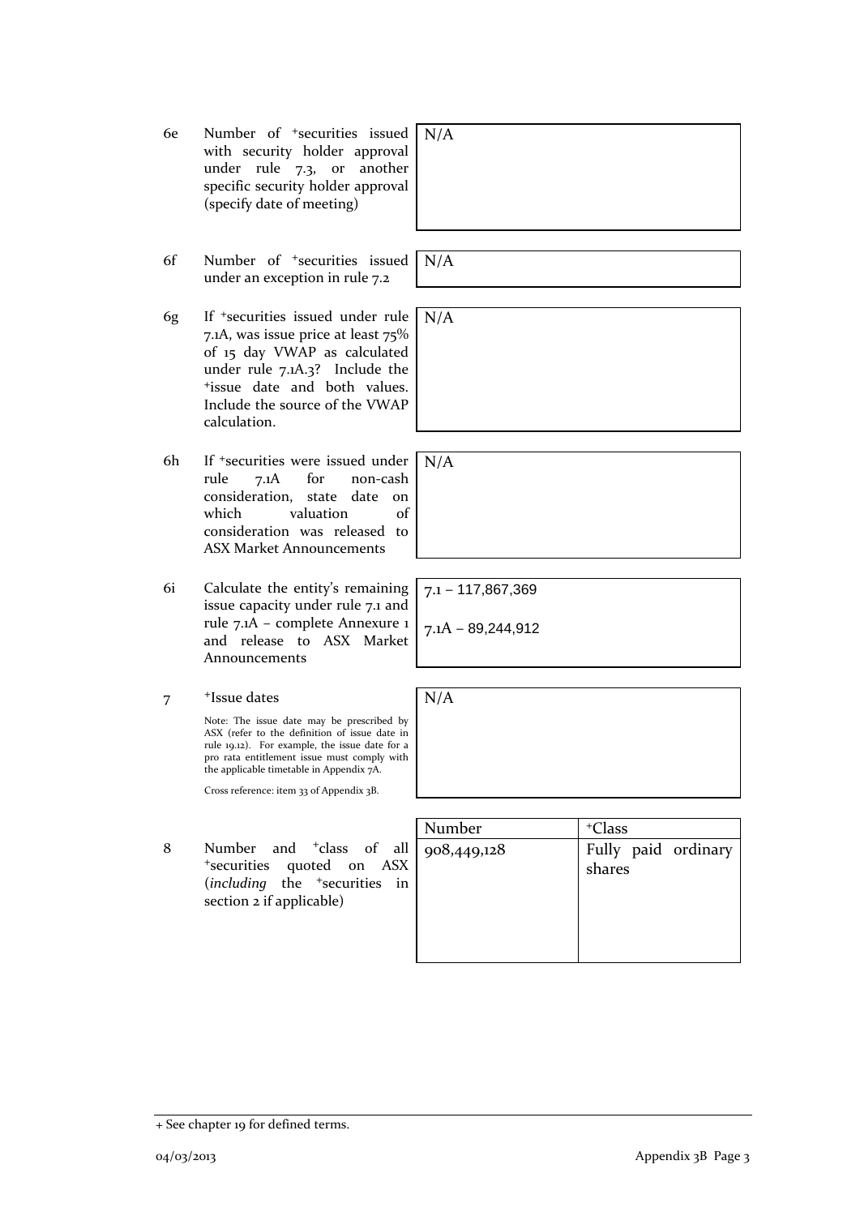| | | |
|---|---|---|
| 6e | Number of +securities issued with security holder approval under rule 7.3, or another specific security holder approval (specify date of meeting) | N/A |
| 6f | Number of +securities issued under an exception in rule 7.2 | N/A |
| 6g | If +securities issued under rule 7.1A, was issue price at least 75% of 15 day VWAP as calculated under rule 7.1A.3? Include the +issue date and both values. Include the source of the VWAP calculation. | N/A |
| 6h | If +securities were issued under rule 7.1A for non-cash consideration, state date on which valuation of consideration was released to ASX Market Announcements | N/A |
| 6i | Calculate the entity's remaining issue capacity under rule 7.1 and rule 7.1A – complete Annexure 1 and release to ASX Market Announcements | 7.1 – 117,867,369<br><br>7.1A – 89,244,912 |
| 7 | +Issue dates<br><br>Note: The issue date may be prescribed by ASX (refer to the definition of issue date in rule 19.12). For example, the issue date for a pro rata entitlement issue must comply with the applicable timetable in Appendix 7A.<br><br>Cross reference: item 33 of Appendix 3B. | N/A |

| | | Number | +Class |
|---|---|---|---|
| 8 | Number and +class of all +securities quoted on ASX (*including* the +securities in section 2 if applicable) | 908,449,128 | Fully paid ordinary shares |

+ See chapter 19 for defined terms.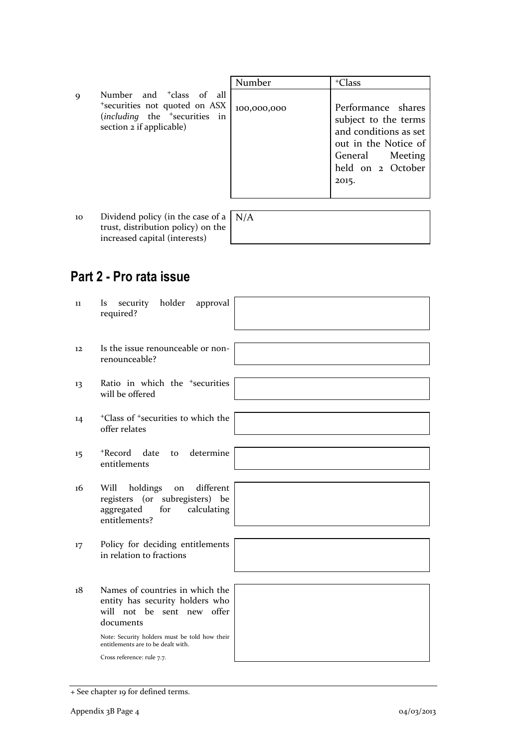| | | Number | +Class |
|---|---|---|---|
| 9 | Number and +class of all +securities not quoted on ASX (*including* the +securities in section 2 if applicable) | 100,000,000 | Performance shares subject to the terms and conditions as set out in the Notice of General Meeting held on 2 October 2015. |

| | | |
|---|---|---|
| 10 | Dividend policy (in the case of a trust, distribution policy) on the increased capital (interests) | N/A |

## Part 2 - Pro rata issue

| | | |
|---|---|---|
| 11 | Is security holder approval required? | |
| 12 | Is the issue renounceable or non-renounceable? | |
| 13 | Ratio in which the +securities will be offered | |
| 14 | +Class of +securities to which the offer relates | |
| 15 | +Record date to determine entitlements | |
| 16 | Will holdings on different registers (or subregisters) be aggregated for calculating entitlements? | |
| 17 | Policy for deciding entitlements in relation to fractions | |
| 18 | Names of countries in which the entity has security holders who will not be sent new offer documents<br><br>Note: Security holders must be told how their entitlements are to be dealt with.<br><br>Cross reference: rule 7.7. | |

+ See chapter 19 for defined terms.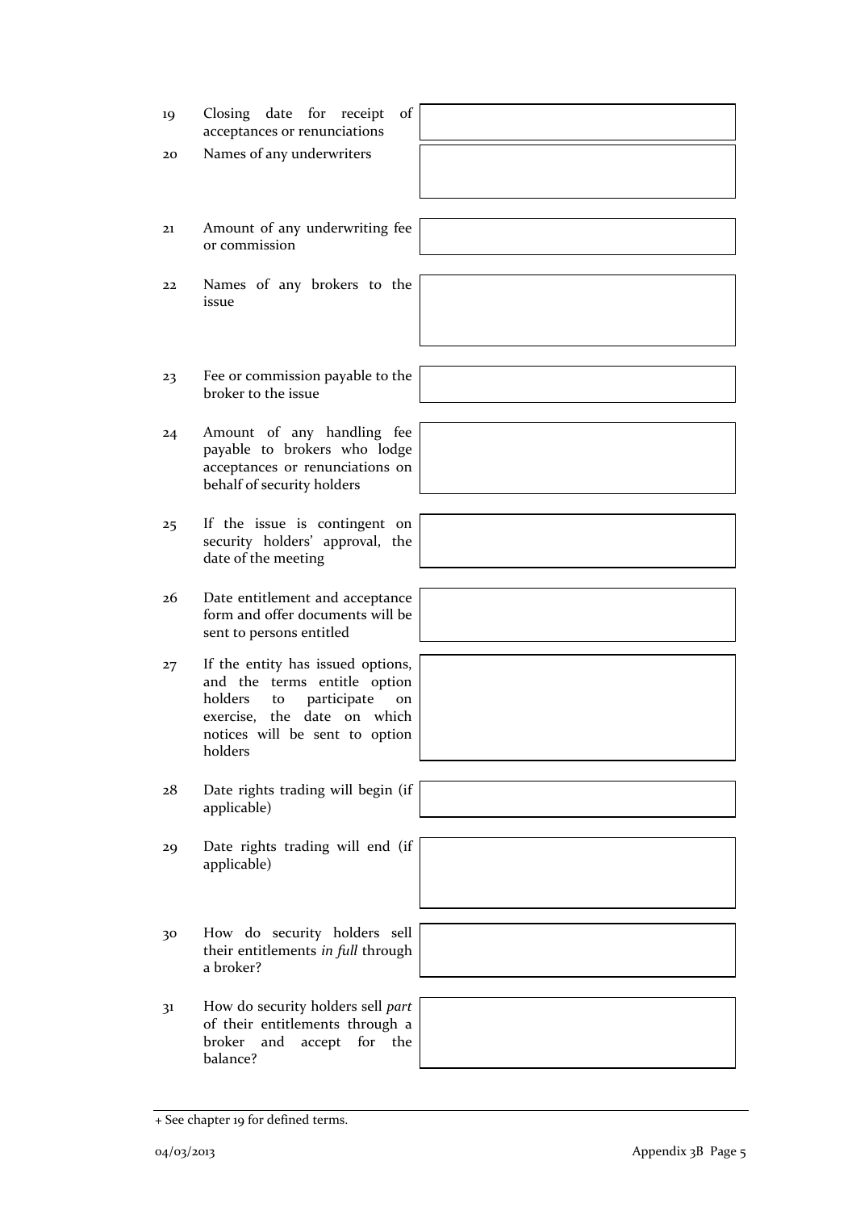| | | |
|---|---|---|
| 19 | Closing date for receipt of acceptances or renunciations | |
| 20 | Names of any underwriters | |
| 21 | Amount of any underwriting fee or commission | |
| 22 | Names of any brokers to the issue | |
| 23 | Fee or commission payable to the broker to the issue | |
| 24 | Amount of any handling fee payable to brokers who lodge acceptances or renunciations on behalf of security holders | |
| 25 | If the issue is contingent on security holders' approval, the date of the meeting | |
| 26 | Date entitlement and acceptance form and offer documents will be sent to persons entitled | |
| 27 | If the entity has issued options, and the terms entitle option holders to participate on exercise, the date on which notices will be sent to option holders | |
| 28 | Date rights trading will begin (if applicable) | |
| 29 | Date rights trading will end (if applicable) | |
| 30 | How do security holders sell their entitlements *in full* through a broker? | |
| 31 | How do security holders sell *part* of their entitlements through a broker and accept for the balance? | |

+ See chapter 19 for defined terms.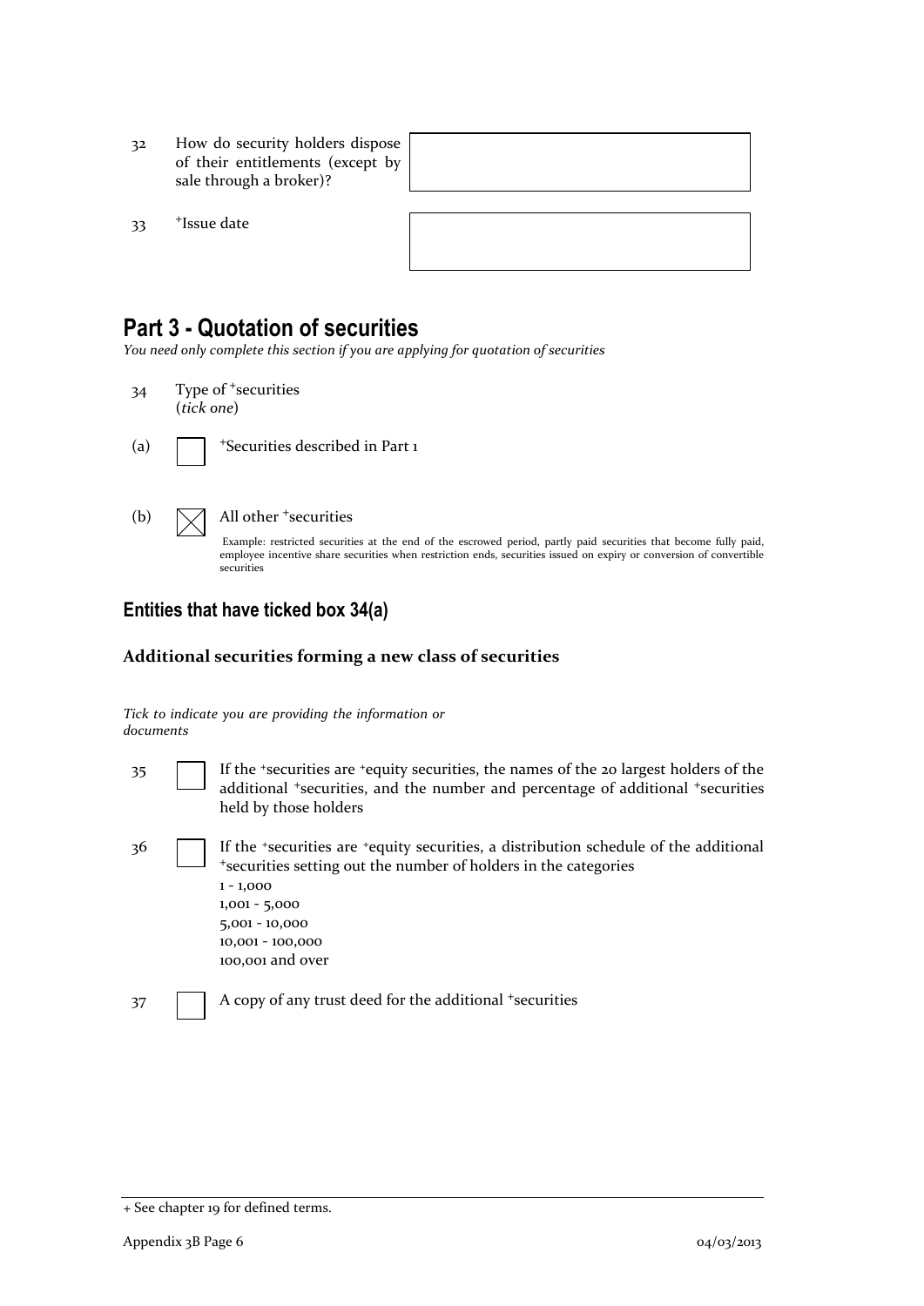| | | |
|---|---|---|
| 32 | How do security holders dispose of their entitlements (except by sale through a broker)? | |
| 33 | +Issue date | |

## Part 3 - Quotation of securities

*You need only complete this section if you are applying for quotation of securities*

34 Type of +securities (*tick one*)

(a) ☐ +Securities described in Part 1

(b) ☒ All other +securities

Example: restricted securities at the end of the escrowed period, partly paid securities that become fully paid, employee incentive share securities when restriction ends, securities issued on expiry or conversion of convertible securities

### Entities that have ticked box 34(a)

#### Additional securities forming a new class of securities

*Tick to indicate you are providing the information or documents*

35 ☐ If the +securities are +equity securities, the names of the 20 largest holders of the additional +securities, and the number and percentage of additional +securities held by those holders

36 ☐ If the +securities are +equity securities, a distribution schedule of the additional +securities setting out the number of holders in the categories
1 - 1,000
1,001 - 5,000
5,001 - 10,000
10,001 - 100,000
100,001 and over

37 ☐ A copy of any trust deed for the additional +securities

+ See chapter 19 for defined terms.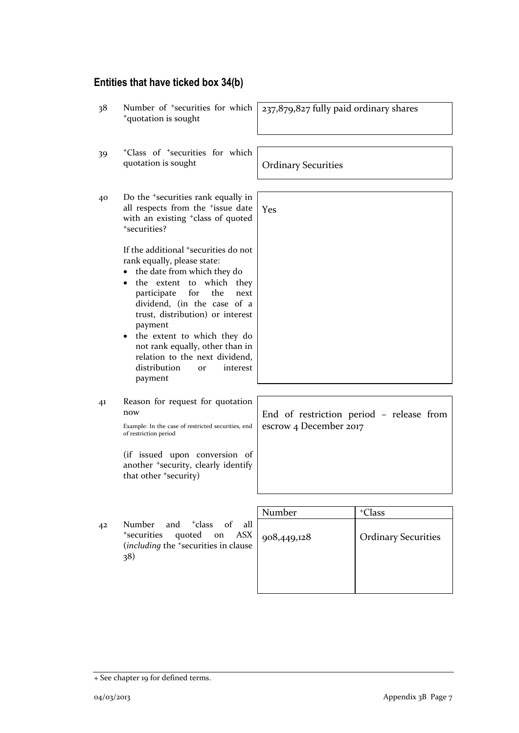## Entities that have ticked box 34(b)

| | | |
|---|---|---|
| 38 | Number of +securities for which +quotation is sought | 237,879,827 fully paid ordinary shares |
| 39 | +Class of +securities for which quotation is sought | Ordinary Securities |
| 40 | Do the +securities rank equally in all respects from the +issue date with an existing +class of quoted +securities?<br><br>If the additional +securities do not rank equally, please state:<br>• the date from which they do<br>• the extent to which they participate for the next dividend, (in the case of a trust, distribution) or interest payment<br>• the extent to which they do not rank equally, other than in relation to the next dividend, distribution or interest payment | Yes |
| 41 | Reason for request for quotation now<br><br>Example: In the case of restricted securities, end of restriction period<br><br>(if issued upon conversion of another +security, clearly identify that other +security) | End of restriction period – release from escrow 4 December 2017 |

| | | Number | +Class |
|---|---|---|---|
| 42 | Number and +class of all +securities quoted on ASX (*including* the +securities in clause 38) | 908,449,128 | Ordinary Securities |

+ See chapter 19 for defined terms.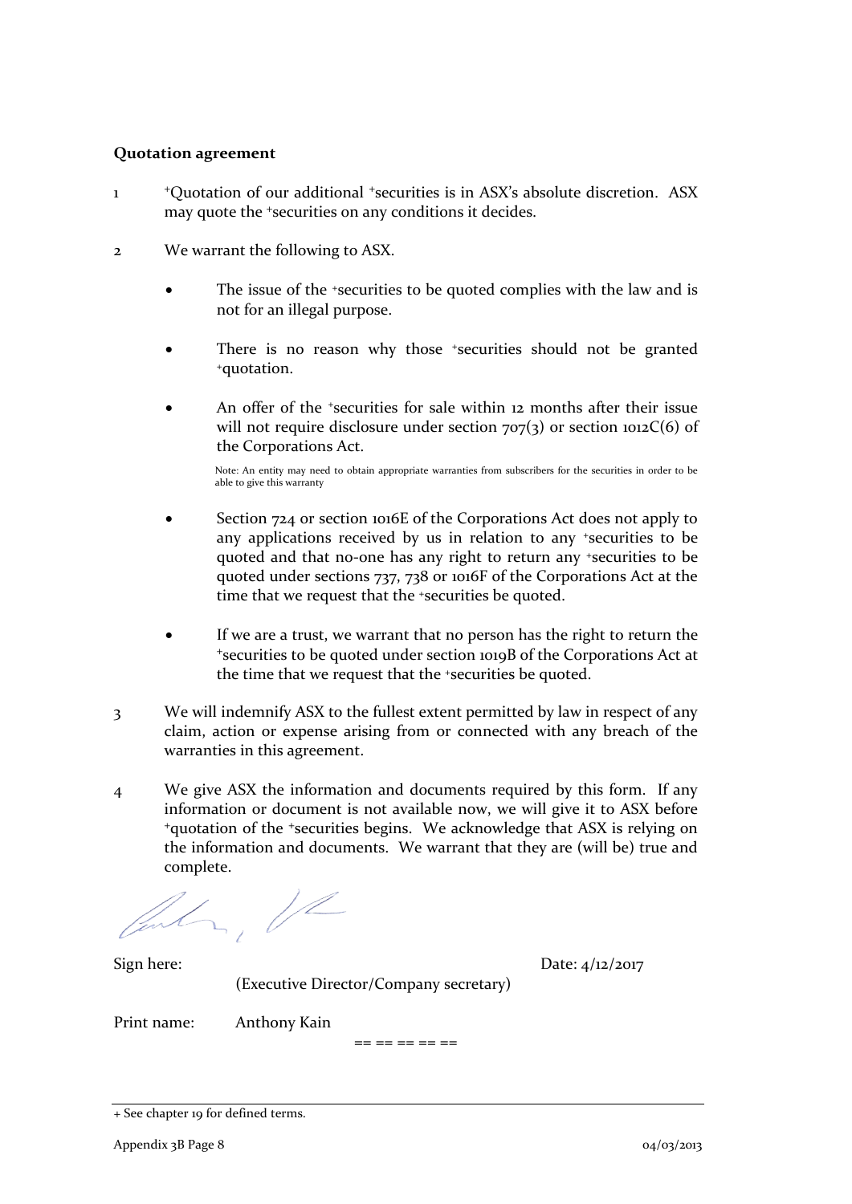**Quotation agreement**

1 +Quotation of our additional +securities is in ASX's absolute discretion. ASX may quote the +securities on any conditions it decides.

2 We warrant the following to ASX.

- The issue of the +securities to be quoted complies with the law and is not for an illegal purpose.
- There is no reason why those +securities should not be granted +quotation.
- An offer of the +securities for sale within 12 months after their issue will not require disclosure under section 707(3) or section 1012C(6) of the Corporations Act.

  Note: An entity may need to obtain appropriate warranties from subscribers for the securities in order to be able to give this warranty

- Section 724 or section 1016E of the Corporations Act does not apply to any applications received by us in relation to any +securities to be quoted and that no-one has any right to return any +securities to be quoted under sections 737, 738 or 1016F of the Corporations Act at the time that we request that the +securities be quoted.
- If we are a trust, we warrant that no person has the right to return the +securities to be quoted under section 1019B of the Corporations Act at the time that we request that the +securities be quoted.

3 We will indemnify ASX to the fullest extent permitted by law in respect of any claim, action or expense arising from or connected with any breach of the warranties in this agreement.

4 We give ASX the information and documents required by this form. If any information or document is not available now, we will give it to ASX before +quotation of the +securities begins. We acknowledge that ASX is relying on the information and documents. We warrant that they are (will be) true and complete.

Sign here: (Executive Director/Company secretary) Date: 4/12/2017

Print name: Anthony Kain

== == == == ==

+ See chapter 19 for defined terms.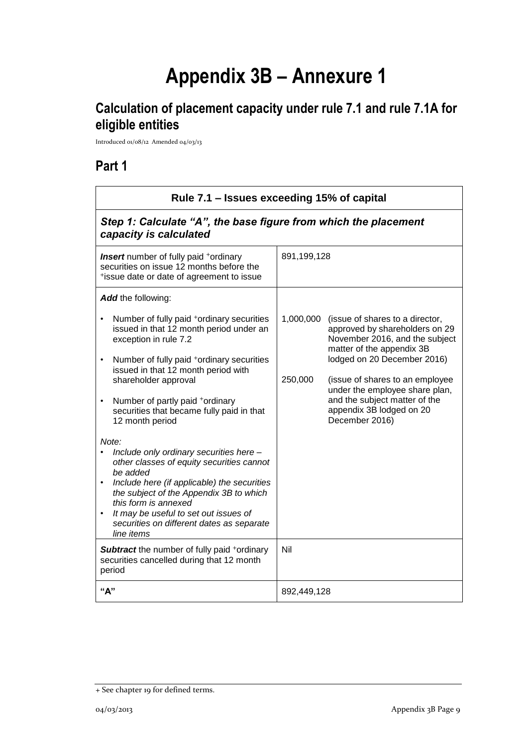# Appendix 3B – Annexure 1

## Calculation of placement capacity under rule 7.1 and rule 7.1A for eligible entities

Introduced 01/08/12 Amended 04/03/13

## Part 1

| Rule 7.1 – Issues exceeding 15% of capital | |
|---|---|
| ***Step 1: Calculate "A", the base figure from which the placement capacity is calculated*** | |
| ***Insert*** number of fully paid +ordinary securities on issue 12 months before the +issue date or date of agreement to issue | 891,199,128 |
| ***Add*** the following:<br>• Number of fully paid +ordinary securities issued in that 12 month period under an exception in rule 7.2<br>• Number of fully paid +ordinary securities issued in that 12 month period with shareholder approval<br>• Number of partly paid +ordinary securities that became fully paid in that 12 month period<br>*Note:*<br>• *Include only ordinary securities here – other classes of equity securities cannot be added*<br>• *Include here (if applicable) the securities the subject of the Appendix 3B to which this form is annexed*<br>• *It may be useful to set out issues of securities on different dates as separate line items* | 1,000,000 (issue of shares to a director, approved by shareholders on 29 November 2016, and the subject matter of the appendix 3B lodged on 20 December 2016)<br>250,000 (issue of shares to an employee under the employee share plan, and the subject matter of the appendix 3B lodged on 20 December 2016) |
| ***Subtract*** the number of fully paid +ordinary securities cancelled during that 12 month period | Nil |
| **"A"** | 892,449,128 |

+ See chapter 19 for defined terms.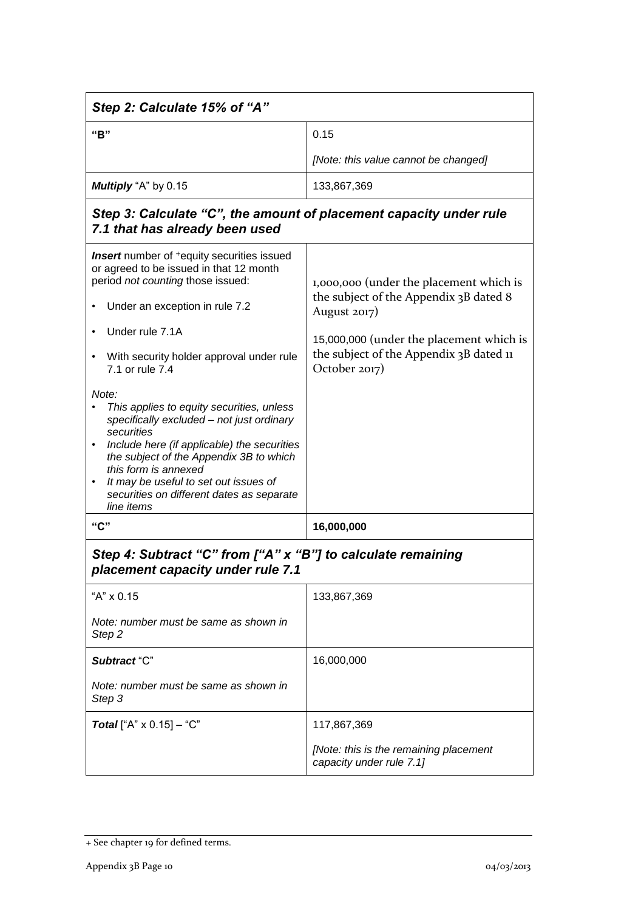| ***Step 2: Calculate 15% of "A"*** | |
|---|---|
| **"B"** | 0.15<br><br>*[Note: this value cannot be changed]* |
| ***Multiply*** "A" by 0.15 | 133,867,369 |
| ***Step 3: Calculate "C", the amount of placement capacity under rule 7.1 that has already been used*** | |
| ***Insert*** number of +equity securities issued or agreed to be issued in that 12 month period *not counting* those issued:<br><br>• Under an exception in rule 7.2<br>• Under rule 7.1A<br>• With security holder approval under rule 7.1 or rule 7.4<br><br>*Note:*<br>• *This applies to equity securities, unless specifically excluded – not just ordinary securities*<br>• *Include here (if applicable) the securities the subject of the Appendix 3B to which this form is annexed*<br>• *It may be useful to set out issues of securities on different dates as separate line items* | 1,000,000 (under the placement which is the subject of the Appendix 3B dated 8 August 2017)<br><br>15,000,000 (under the placement which is the subject of the Appendix 3B dated 11 October 2017) |
| **"C"** | **16,000,000** |
| ***Step 4: Subtract "C" from ["A" x "B"] to calculate remaining placement capacity under rule 7.1*** | |
| "A" x 0.15<br><br>*Note: number must be same as shown in Step 2* | 133,867,369 |
| ***Subtract*** "C"<br><br>*Note: number must be same as shown in Step 3* | 16,000,000 |
| ***Total*** ["A" x 0.15] – "C" | 117,867,369<br><br>*[Note: this is the remaining placement capacity under rule 7.1]* |

+ See chapter 19 for defined terms.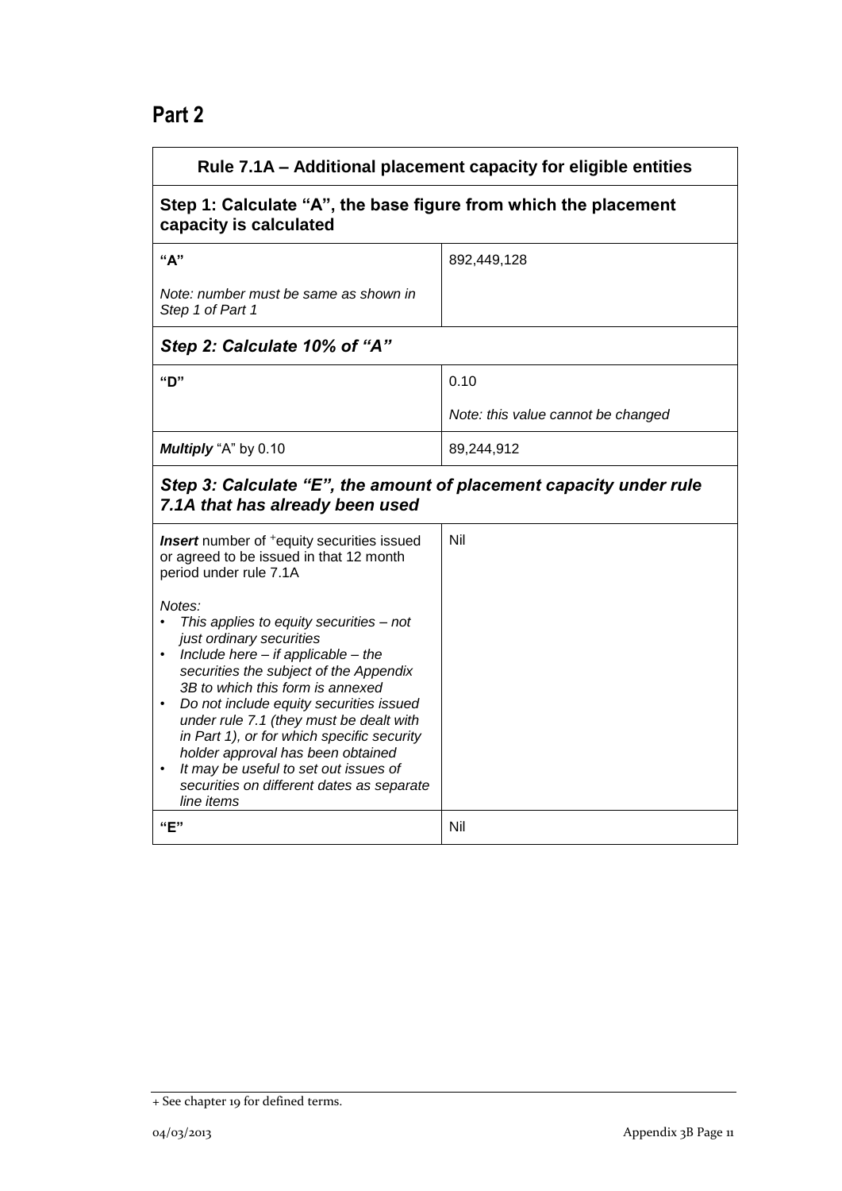## Part 2

| Rule 7.1A – Additional placement capacity for eligible entities | |
|---|---|
| **Step 1: Calculate "A", the base figure from which the placement capacity is calculated** | |
| **"A"**<br><br>*Note: number must be same as shown in Step 1 of Part 1* | 892,449,128 |
| ***Step 2: Calculate 10% of "A"*** | |
| **"D"** | 0.10<br><br>*Note: this value cannot be changed* |
| ***Multiply*** "A" by 0.10 | 89,244,912 |
| ***Step 3: Calculate "E", the amount of placement capacity under rule 7.1A that has already been used*** | |
| ***Insert*** number of +equity securities issued or agreed to be issued in that 12 month period under rule 7.1A<br><br>*Notes:*<br>• *This applies to equity securities – not just ordinary securities*<br>• *Include here – if applicable – the securities the subject of the Appendix 3B to which this form is annexed*<br>• *Do not include equity securities issued under rule 7.1 (they must be dealt with in Part 1), or for which specific security holder approval has been obtained*<br>• *It may be useful to set out issues of securities on different dates as separate line items* | Nil |
| **"E"** | Nil |

+ See chapter 19 for defined terms.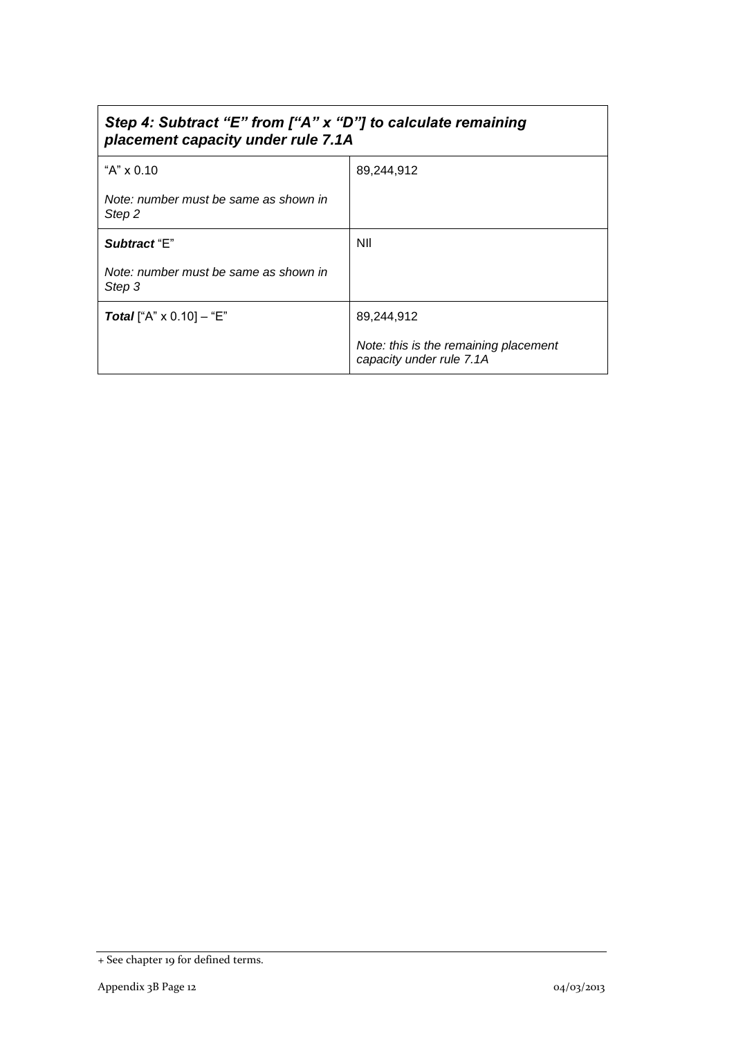| ***Step 4: Subtract "E" from ["A" x "D"] to calculate remaining placement capacity under rule 7.1A*** | |
|---|---|
| "A" x 0.10<br><br>*Note: number must be same as shown in Step 2* | 89,244,912 |
| ***Subtract*** "E"<br><br>*Note: number must be same as shown in Step 3* | NIl |
| ***Total*** ["A" x 0.10] – "E" | 89,244,912<br><br>*Note: this is the remaining placement capacity under rule 7.1A* |

+ See chapter 19 for defined terms.